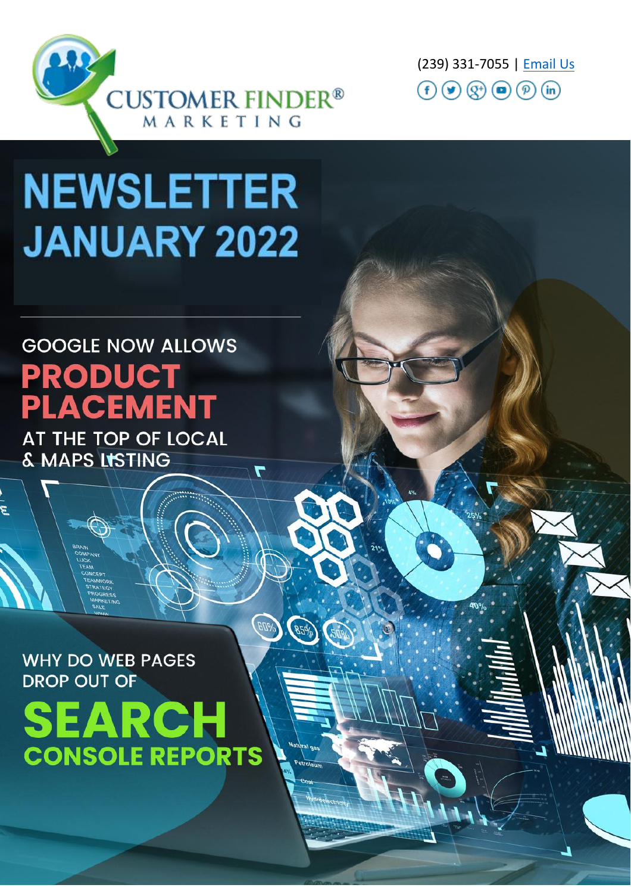CUSTOMER FINDER® MARKETING

(239) 331-7055 | Email Us

# NEWSLETTER JANUARY 2022

## GOOGLE NOW ALLOWS PRODUCT PLACEMENT AT THE TOP OF LOCAL & MAPS LISTING

## WHY DO WEB PAGES DROP OUT OF SEARCH CONSOLE REPORTS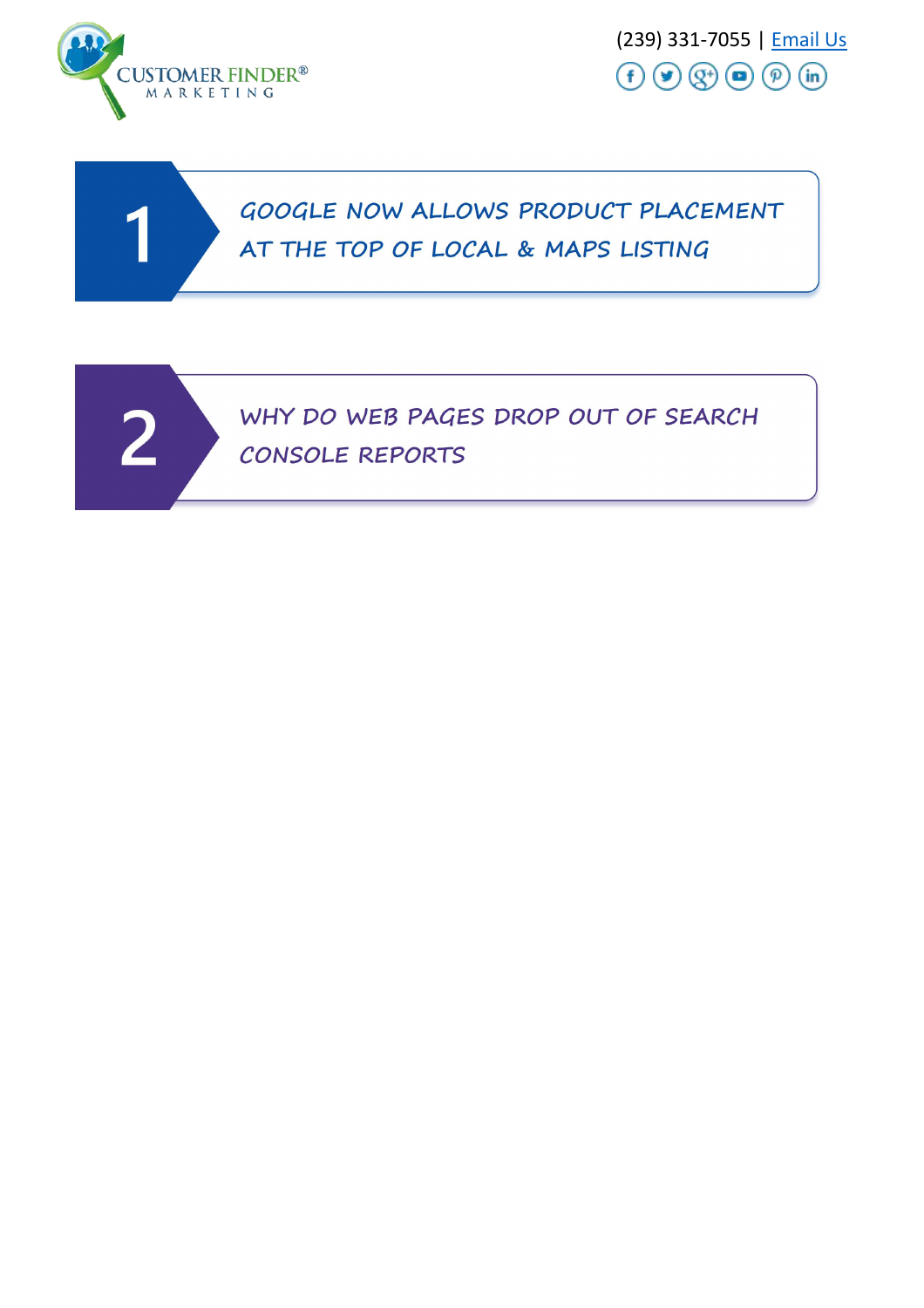(239) 331-7055 | Email Us

## 1 GOOGLE NOW ALLOWS PRODUCT PLACEMENT AT THE TOP OF LOCAL & MAPS LISTING

## 2 WHY DO WEB PAGES DROP OUT OF SEARCH CONSOLE REPORTS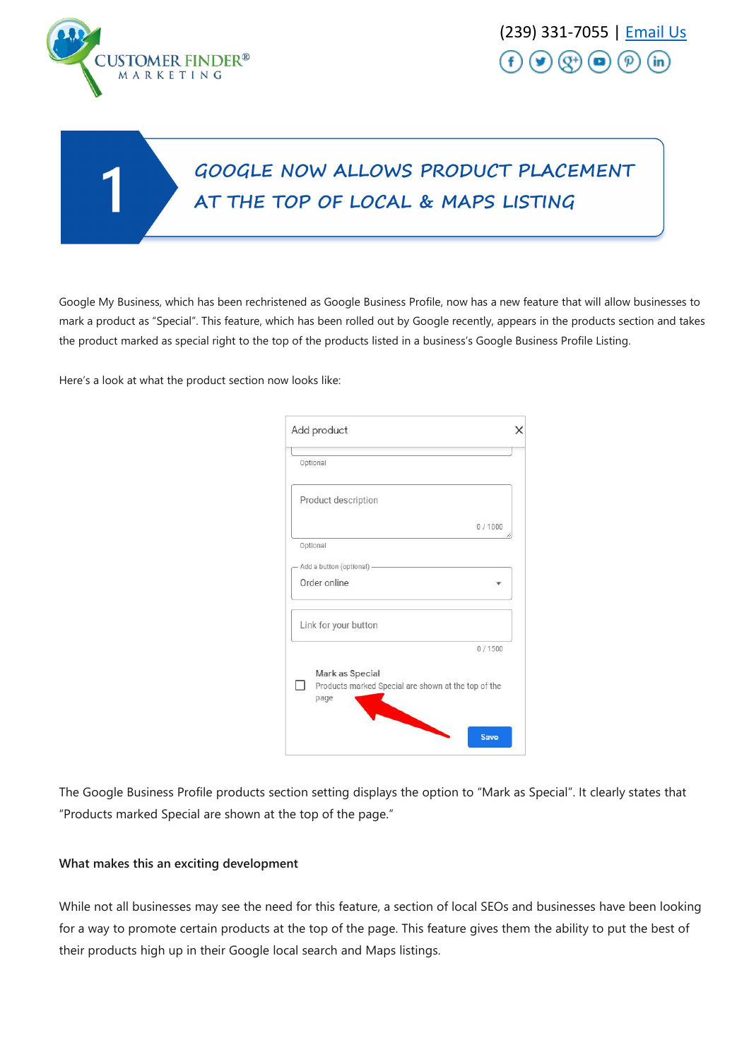# 1 GOOGLE NOW ALLOWS PRODUCT PLACEMENT AT THE TOP OF LOCAL & MAPS LISTING

Google My Business, which has been rechristened as Google Business Profile, now has a new feature that will allow businesses to mark a product as "Special". This feature, which has been rolled out by Google recently, appears in the products section and takes the product marked as special right to the top of the products listed in a business's Google Business Profile Listing.

Here's a look at what the product section now looks like:

The Google Business Profile products section setting displays the option to "Mark as Special". It clearly states that "Products marked Special are shown at the top of the page."

**What makes this an exciting development**

While not all businesses may see the need for this feature, a section of local SEOs and businesses have been looking for a way to promote certain products at the top of the page. This feature gives them the ability to put the best of their products high up in their Google local search and Maps listings.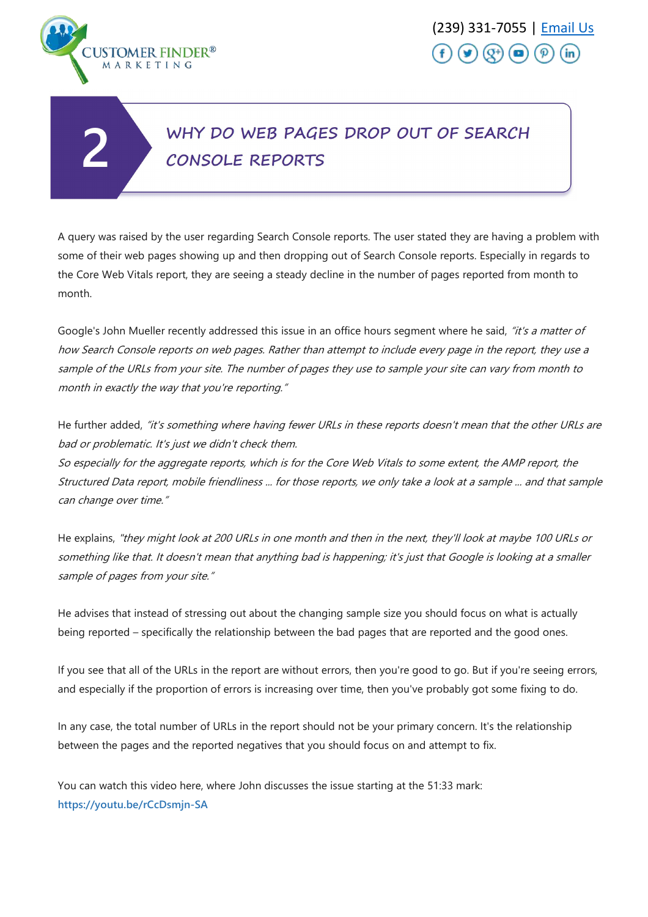# 2 WHY DO WEB PAGES DROP OUT OF SEARCH CONSOLE REPORTS

A query was raised by the user regarding Search Console reports. The user stated they are having a problem with some of their web pages showing up and then dropping out of Search Console reports. Especially in regards to the Core Web Vitals report, they are seeing a steady decline in the number of pages reported from month to month.

Google's John Mueller recently addressed this issue in an office hours segment where he said, *"it's a matter of how Search Console reports on web pages. Rather than attempt to include every page in the report, they use a sample of the URLs from your site. The number of pages they use to sample your site can vary from month to month in exactly the way that you're reporting."*

He further added, *"it's something where having fewer URLs in these reports doesn't mean that the other URLs are bad or problematic. It's just we didn't check them.*
*So especially for the aggregate reports, which is for the Core Web Vitals to some extent, the AMP report, the Structured Data report, mobile friendliness ... for those reports, we only take a look at a sample ... and that sample can change over time."*

He explains, *"they might look at 200 URLs in one month and then in the next, they'll look at maybe 100 URLs or something like that. It doesn't mean that anything bad is happening; it's just that Google is looking at a smaller sample of pages from your site."*

He advises that instead of stressing out about the changing sample size you should focus on what is actually being reported – specifically the relationship between the bad pages that are reported and the good ones.

If you see that all of the URLs in the report are without errors, then you're good to go. But if you're seeing errors, and especially if the proportion of errors is increasing over time, then you've probably got some fixing to do.

In any case, the total number of URLs in the report should not be your primary concern. It's the relationship between the pages and the reported negatives that you should focus on and attempt to fix.

You can watch this video here, where John discusses the issue starting at the 51:33 mark:
https://youtu.be/rCcDsmjn-SA